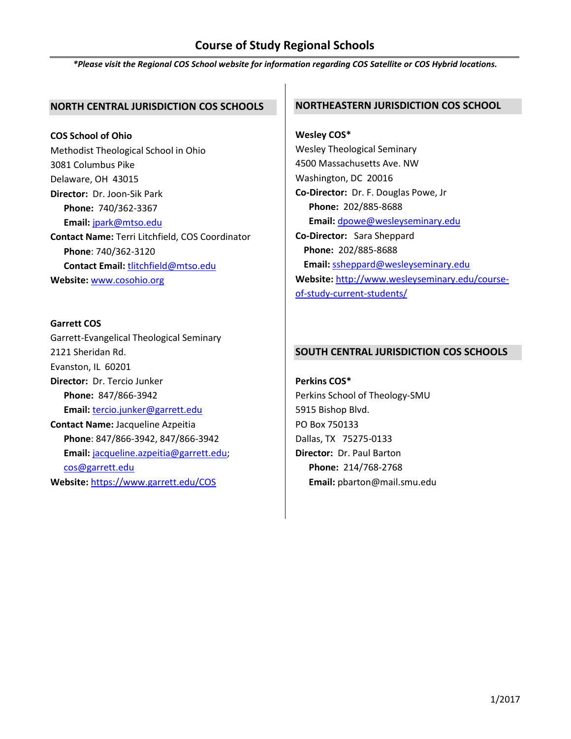# Course of Study Regional Schools

***Please visit the Regional COS School website for information regarding COS Satellite or COS Hybrid locations.***

## NORTH CENTRAL JURISDICTION COS SCHOOLS

**COS School of Ohio**
Methodist Theological School in Ohio
3081 Columbus Pike
Delaware, OH 43015
**Director:** Dr. Joon-Sik Park
  **Phone:** 740/362-3367
  **Email:** jpark@mtso.edu
**Contact Name:** Terri Litchfield, COS Coordinator
  **Phone**: 740/362-3120
  **Contact Email:** tlitchfield@mtso.edu
**Website:** www.cosohio.org

**Garrett COS**
Garrett-Evangelical Theological Seminary
2121 Sheridan Rd.
Evanston, IL 60201
**Director:** Dr. Tercio Junker
  **Phone:** 847/866-3942
  **Email:** tercio.junker@garrett.edu
**Contact Name:** Jacqueline Azpeitia
  **Phone**: 847/866-3942, 847/866-3942
  **Email:** jacqueline.azpeitia@garrett.edu; cos@garrett.edu
**Website:** https://www.garrett.edu/COS

## NORTHEASTERN JURISDICTION COS SCHOOL

**Wesley COS***
Wesley Theological Seminary
4500 Massachusetts Ave. NW
Washington, DC 20016
**Co-Director:** Dr. F. Douglas Powe, Jr
  **Phone:** 202/885-8688
  **Email:** dpowe@wesleyseminary.edu
**Co-Director:** Sara Sheppard
  **Phone:** 202/885-8688
  **Email:** ssheppard@wesleyseminary.edu
**Website:** http://www.wesleyseminary.edu/course-of-study-current-students/

## SOUTH CENTRAL JURISDICTION COS SCHOOLS

**Perkins COS***
Perkins School of Theology-SMU
5915 Bishop Blvd.
PO Box 750133
Dallas, TX 75275-0133
**Director:** Dr. Paul Barton
  **Phone:** 214/768-2768
  **Email:** pbarton@mail.smu.edu

1/2017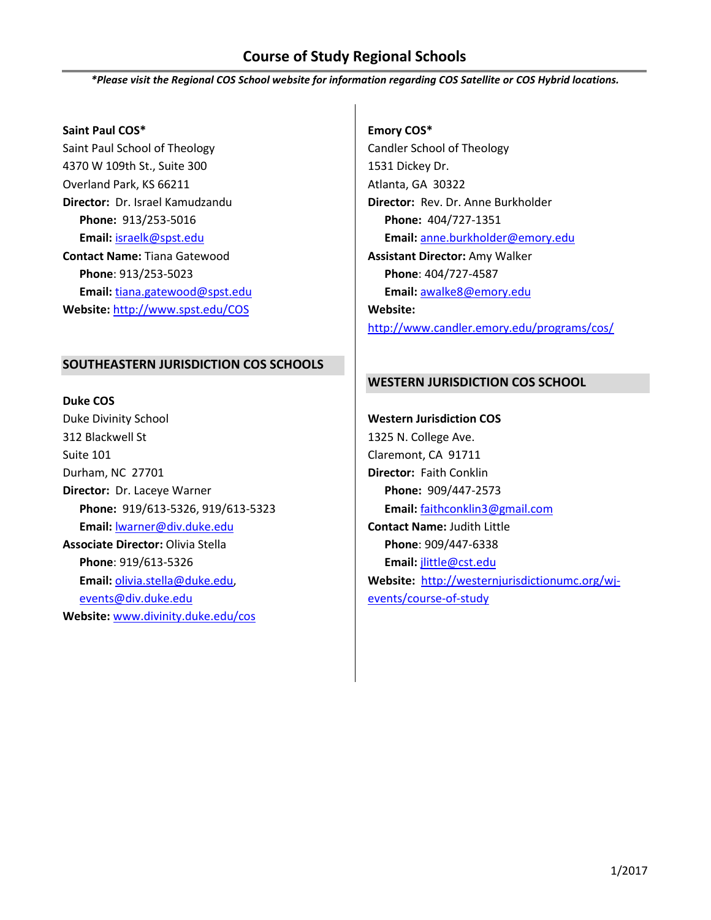## Course of Study Regional Schools

***Please visit the Regional COS School website for information regarding COS Satellite or COS Hybrid locations.***

**Saint Paul COS***
Saint Paul School of Theology
4370 W 109th St., Suite 300
Overland Park, KS 66211
**Director:** Dr. Israel Kamudzandu
**Phone:** 913/253-5016
**Email:** israelk@spst.edu
**Contact Name:** Tiana Gatewood
**Phone**: 913/253-5023
**Email:** tiana.gatewood@spst.edu
**Website:** http://www.spst.edu/COS

### SOUTHEASTERN JURISDICTION COS SCHOOLS

**Duke COS**
Duke Divinity School
312 Blackwell St
Suite 101
Durham, NC 27701
**Director:** Dr. Laceye Warner
**Phone:** 919/613-5326, 919/613-5323
**Email:** lwarner@div.duke.edu
**Associate Director:** Olivia Stella
**Phone**: 919/613-5326
**Email:** olivia.stella@duke.edu, events@div.duke.edu
**Website:** www.divinity.duke.edu/cos

**Emory COS***
Candler School of Theology
1531 Dickey Dr.
Atlanta, GA 30322
**Director:** Rev. Dr. Anne Burkholder
**Phone:** 404/727-1351
**Email:** anne.burkholder@emory.edu
**Assistant Director:** Amy Walker
**Phone**: 404/727-4587
**Email:** awalke8@emory.edu
**Website:**
http://www.candler.emory.edu/programs/cos/

### WESTERN JURISDICTION COS SCHOOL

**Western Jurisdiction COS**
1325 N. College Ave.
Claremont, CA 91711
**Director:** Faith Conklin
**Phone:** 909/447-2573
**Email:** faithconklin3@gmail.com
**Contact Name:** Judith Little
**Phone**: 909/447-6338
**Email:** jlittle@cst.edu
**Website:** http://westernjurisdictionumc.org/wj-events/course-of-study

1/2017